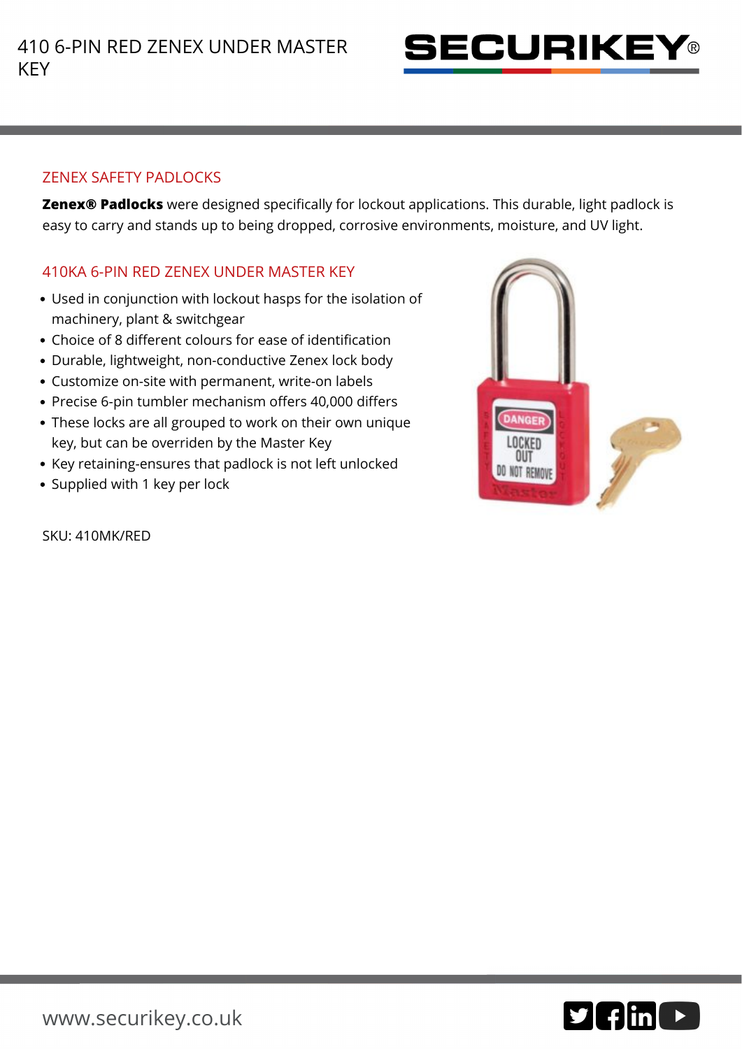# 410 6-PIN RED ZENEX UNDER MASTER KEY

SECURIKEY®

## ZENEX SAFETY PADLOCKS

**Zenex® Padlocks** were designed specifically for lockout applications. This durable, light padlock is easy to carry and stands up to being dropped, corrosive environments, moisture, and UV light.

## 410KA 6-PIN RED ZENEX UNDER MASTER KEY

- Used in conjunction with lockout hasps for the isolation of machinery, plant & switchgear
- Choice of 8 different colours for ease of identification
- Durable, lightweight, non-conductive Zenex lock body
- Customize on-site with permanent, write-on labels
- Precise 6-pin tumbler mechanism offers 40,000 differs
- These locks are all grouped to work on their own unique key, but can be overriden by the Master Key
- Key retaining-ensures that padlock is not left unlocked
- Supplied with 1 key per lock

SKU: 410MK/RED

www.securikey.co.uk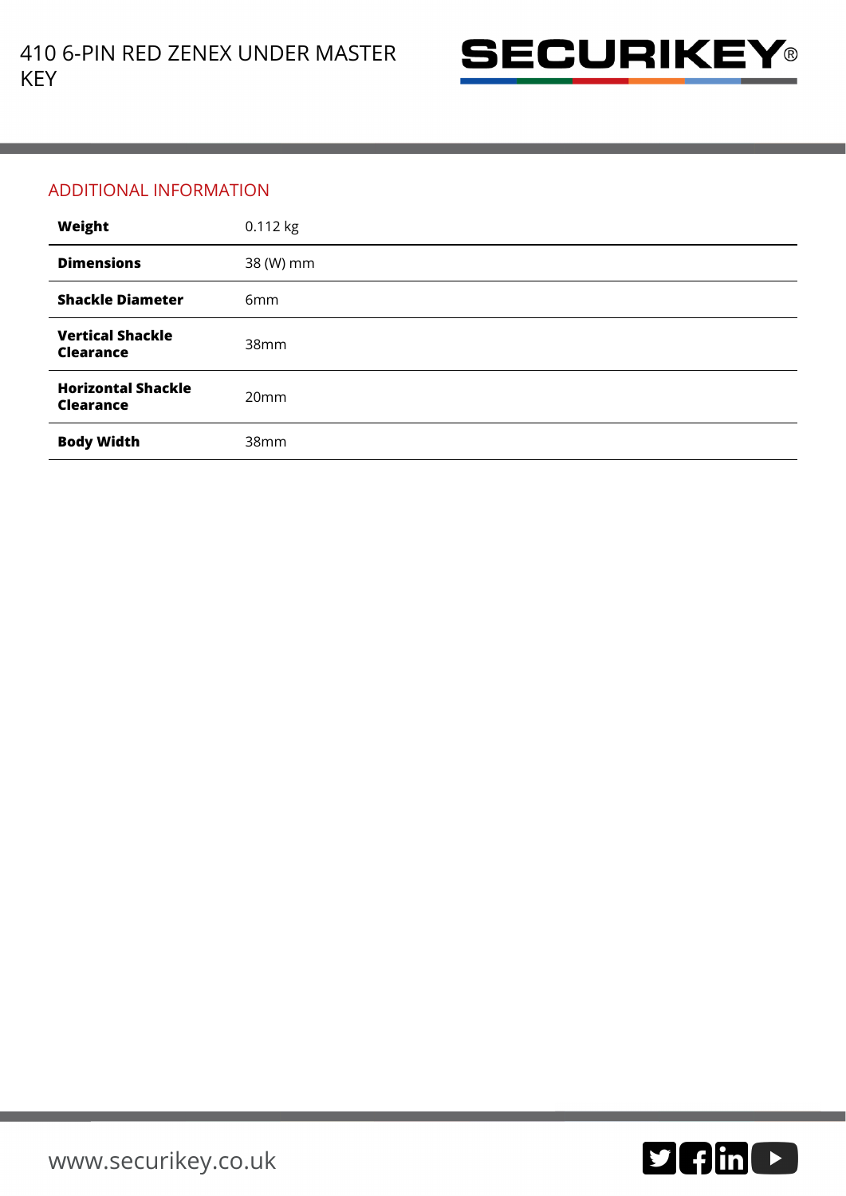## ADDITIONAL INFORMATION

| | |
|---|---|
| **Weight** | 0.112 kg |
| **Dimensions** | 38 (W) mm |
| **Shackle Diameter** | 6mm |
| **Vertical Shackle Clearance** | 38mm |
| **Horizontal Shackle Clearance** | 20mm |
| **Body Width** | 38mm |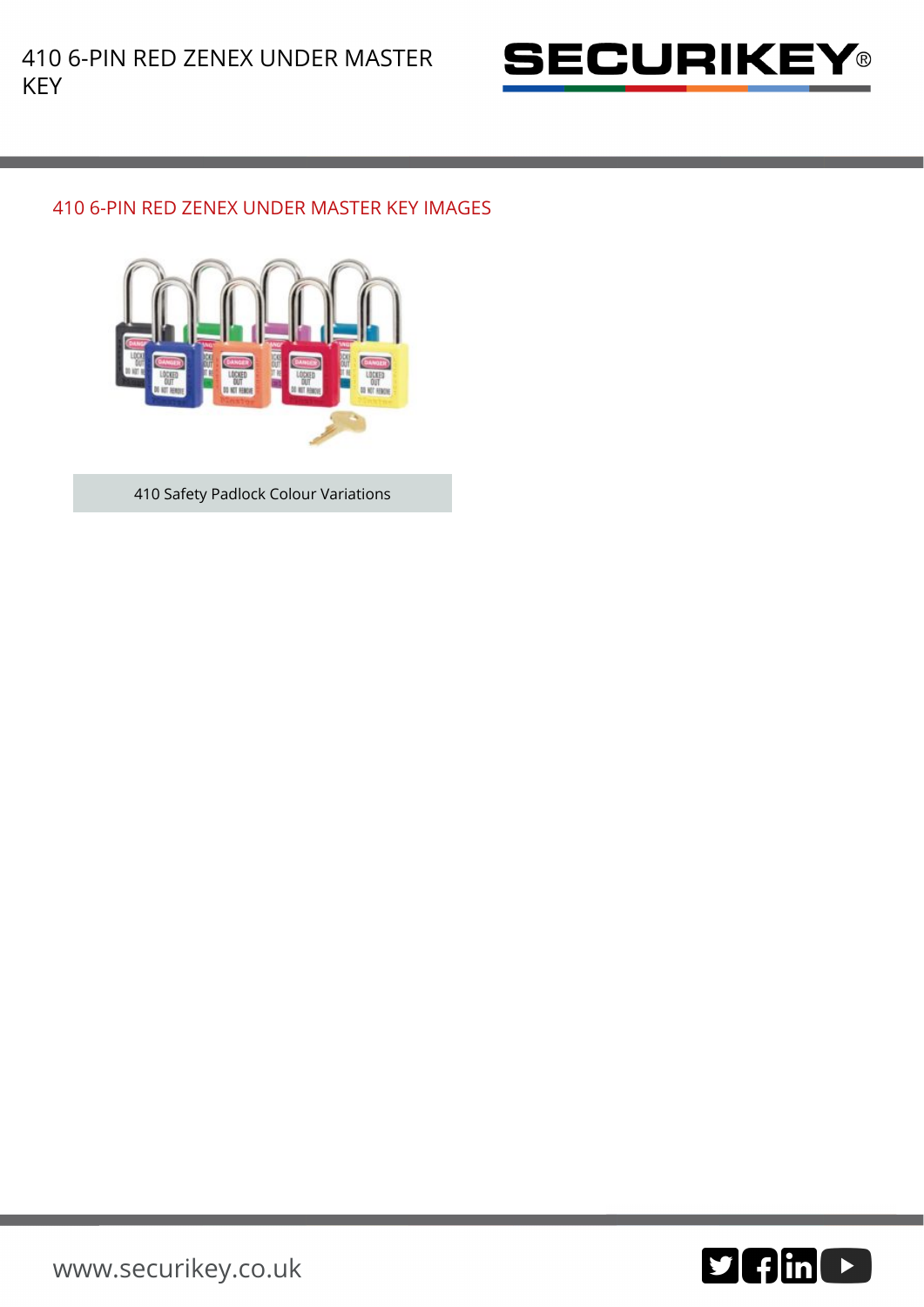410 6-PIN RED ZENEX UNDER MASTER KEY

## 410 6-PIN RED ZENEX UNDER MASTER KEY IMAGES

410 Safety Padlock Colour Variations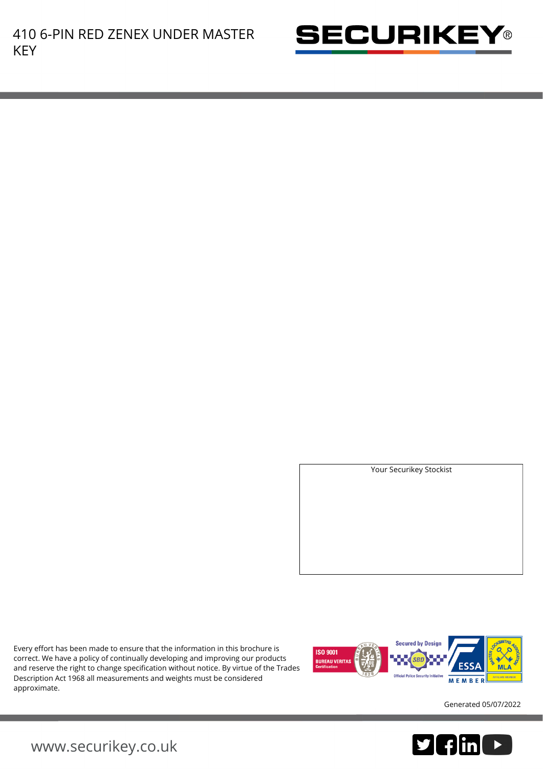# 410 6-PIN RED ZENEX UNDER MASTER KEY

Your Securikey Stockist

Every effort has been made to ensure that the information in this brochure is correct. We have a policy of continually developing and improving our products and reserve the right to change specification without notice. By virtue of the Trades Description Act 1968 all measurements and weights must be considered approximate.

Generated 05/07/2022

www.securikey.co.uk